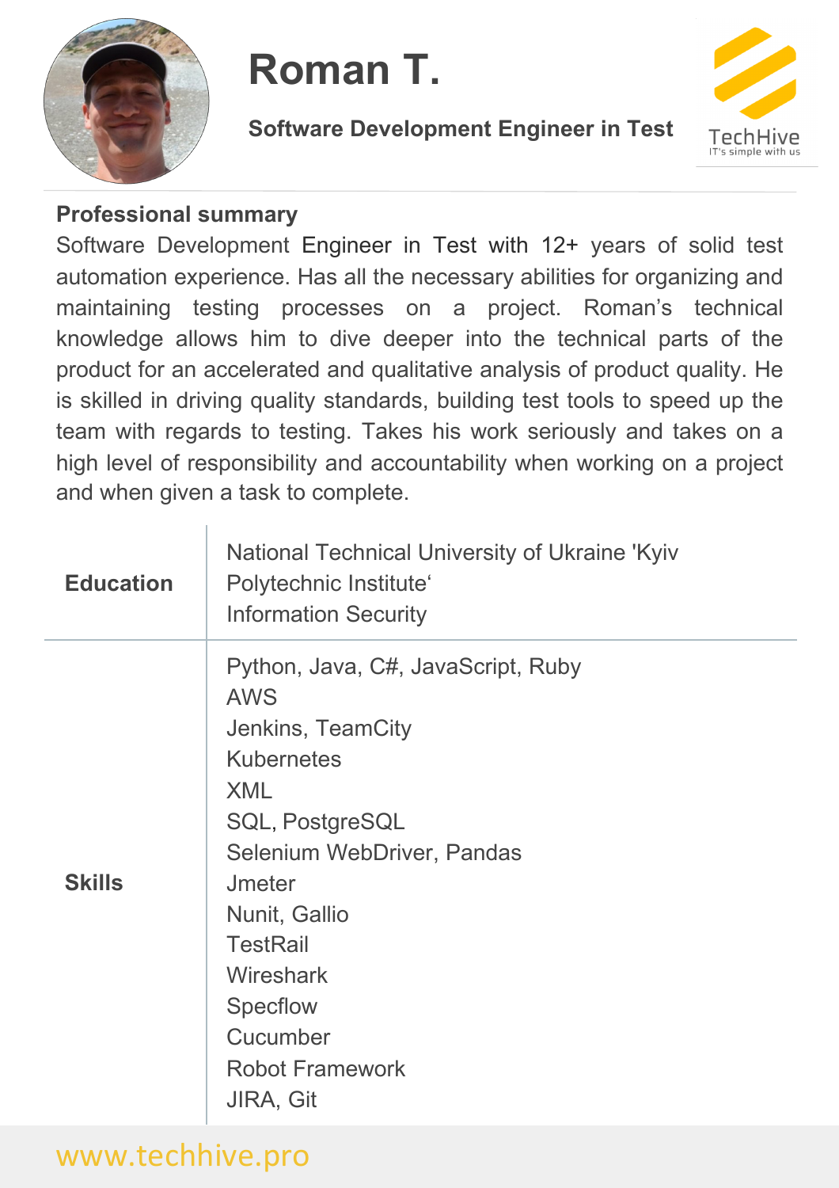# Roman T.

**Software Development Engineer in Test**

TechHive
IT's simple with us

## Professional summary

Software Development Engineer in Test with 12+ years of solid test automation experience. Has all the necessary abilities for organizing and maintaining testing processes on a project. Roman's technical knowledge allows him to dive deeper into the technical parts of the product for an accelerated and qualitative analysis of product quality. He is skilled in driving quality standards, building test tools to speed up the team with regards to testing. Takes his work seriously and takes on a high level of responsibility and accountability when working on a project and when given a task to complete.

| | |
|---|---|
| **Education** | National Technical University of Ukraine 'Kyiv Polytechnic Institute'<br>Information Security |
| **Skills** | Python, Java, C#, JavaScript, Ruby<br>AWS<br>Jenkins, TeamCity<br>Kubernetes<br>XML<br>SQL, PostgreSQL<br>Selenium WebDriver, Pandas<br>Jmeter<br>Nunit, Gallio<br>TestRail<br>Wireshark<br>Specflow<br>Cucumber<br>Robot Framework<br>JIRA, Git |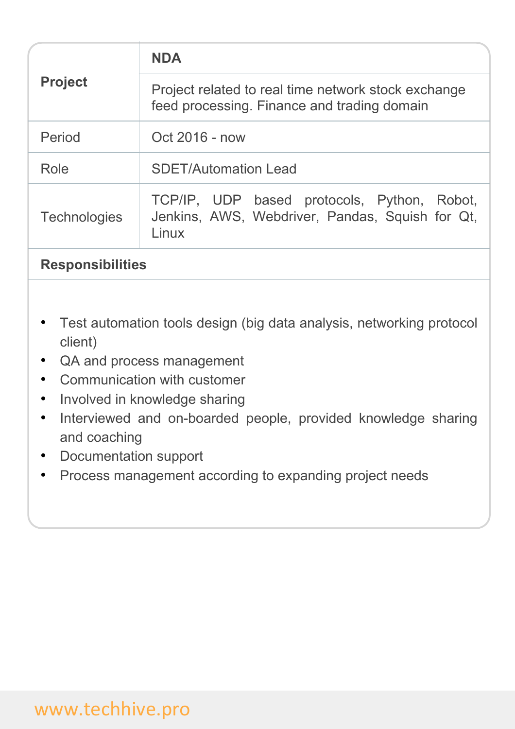| **Project** | **NDA** |
|---|---|
| | Project related to real time network stock exchange feed processing. Finance and trading domain |
| Period | Oct 2016 - now |
| Role | SDET/Automation Lead |
| Technologies | TCP/IP, UDP based protocols, Python, Robot, Jenkins, AWS, Webdriver, Pandas, Squish for Qt, Linux |

**Responsibilities**

- Test automation tools design (big data analysis, networking protocol client)
- QA and process management
- Communication with customer
- Involved in knowledge sharing
- Interviewed and on-boarded people, provided knowledge sharing and coaching
- Documentation support
- Process management according to expanding project needs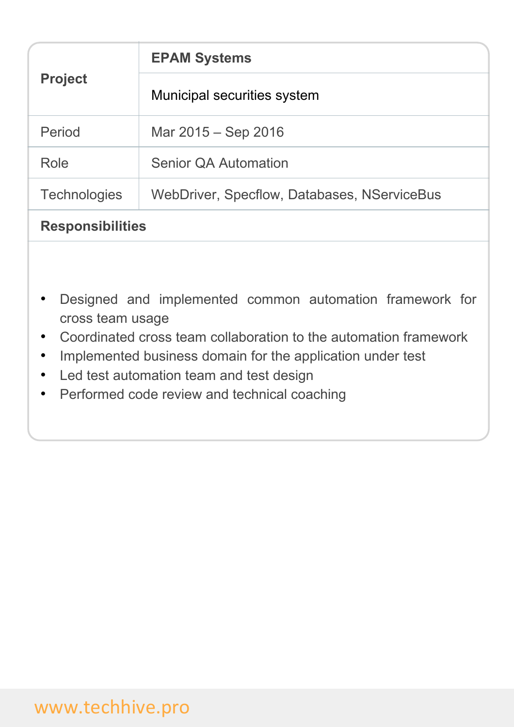| **Project** | **EPAM Systems** |
| --- | --- |
| | Municipal securities system |
| Period | Mar 2015 – Sep 2016 |
| Role | Senior QA Automation |
| Technologies | WebDriver, Specflow, Databases, NServiceBus |

**Responsibilities**

- Designed and implemented common automation framework for cross team usage
- Coordinated cross team collaboration to the automation framework
- Implemented business domain for the application under test
- Led test automation team and test design
- Performed code review and technical coaching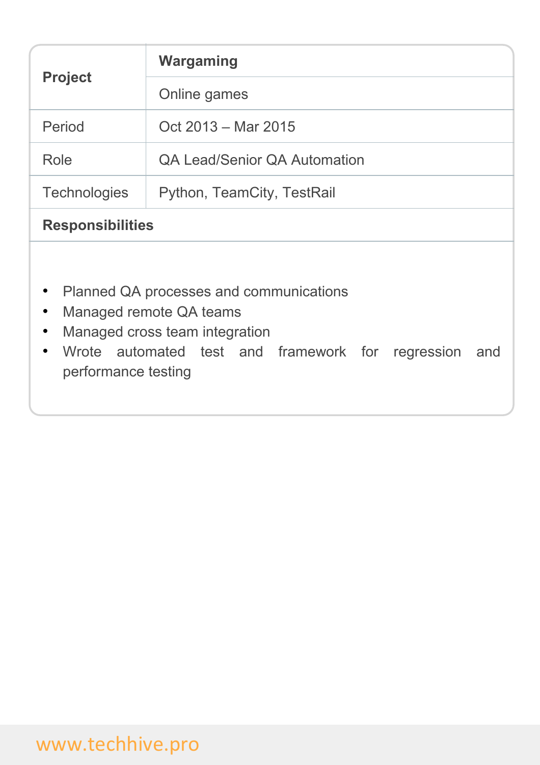| **Project** | **Wargaming** |
|---|---|
| | Online games |
| Period | Oct 2013 – Mar 2015 |
| Role | QA Lead/Senior QA Automation |
| Technologies | Python, TeamCity, TestRail |

**Responsibilities**

- Planned QA processes and communications
- Managed remote QA teams
- Managed cross team integration
- Wrote automated test and framework for regression and performance testing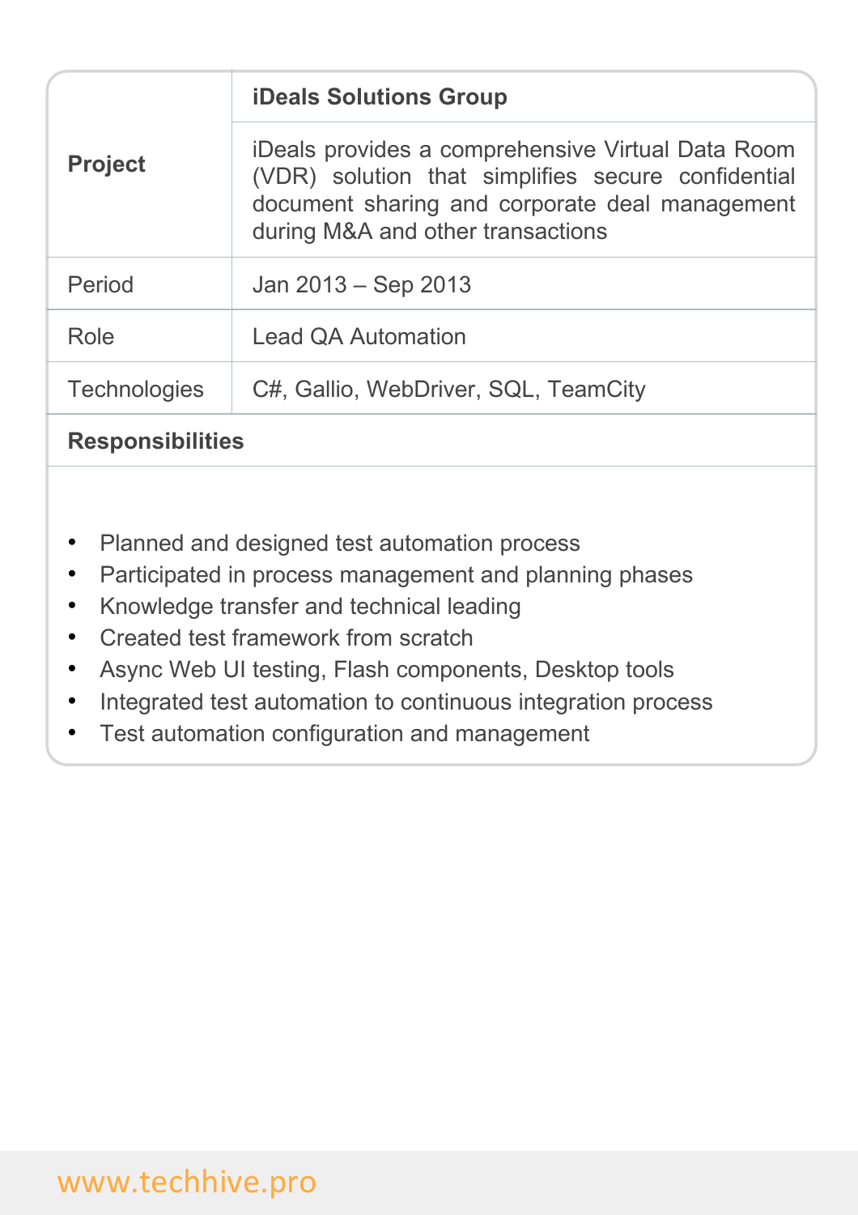| **Project** | **iDeals Solutions Group** |
| --- | --- |
| | iDeals provides a comprehensive Virtual Data Room (VDR) solution that simplifies secure confidential document sharing and corporate deal management during M&A and other transactions |
| Period | Jan 2013 – Sep 2013 |
| Role | Lead QA Automation |
| Technologies | C#, Gallio, WebDriver, SQL, TeamCity |

**Responsibilities**

- Planned and designed test automation process
- Participated in process management and planning phases
- Knowledge transfer and technical leading
- Created test framework from scratch
- Async Web UI testing, Flash components, Desktop tools
- Integrated test automation to continuous integration process
- Test automation configuration and management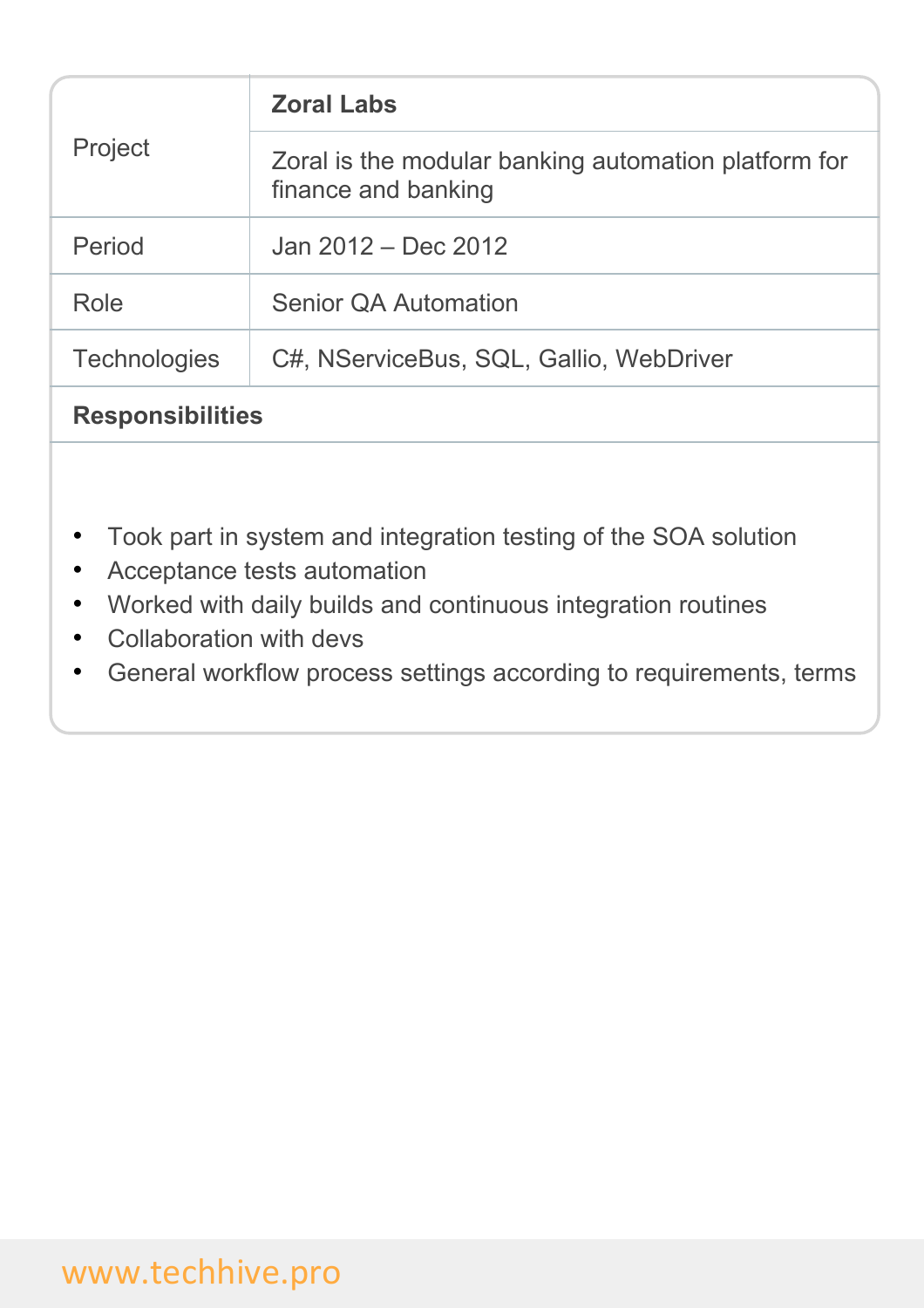| Project | **Zoral Labs** |
| --- | --- |
| | Zoral is the modular banking automation platform for finance and banking |
| Period | Jan 2012 – Dec 2012 |
| Role | Senior QA Automation |
| Technologies | C#, NServiceBus, SQL, Gallio, WebDriver |

**Responsibilities**

- Took part in system and integration testing of the SOA solution
- Acceptance tests automation
- Worked with daily builds and continuous integration routines
- Collaboration with devs
- General workflow process settings according to requirements, terms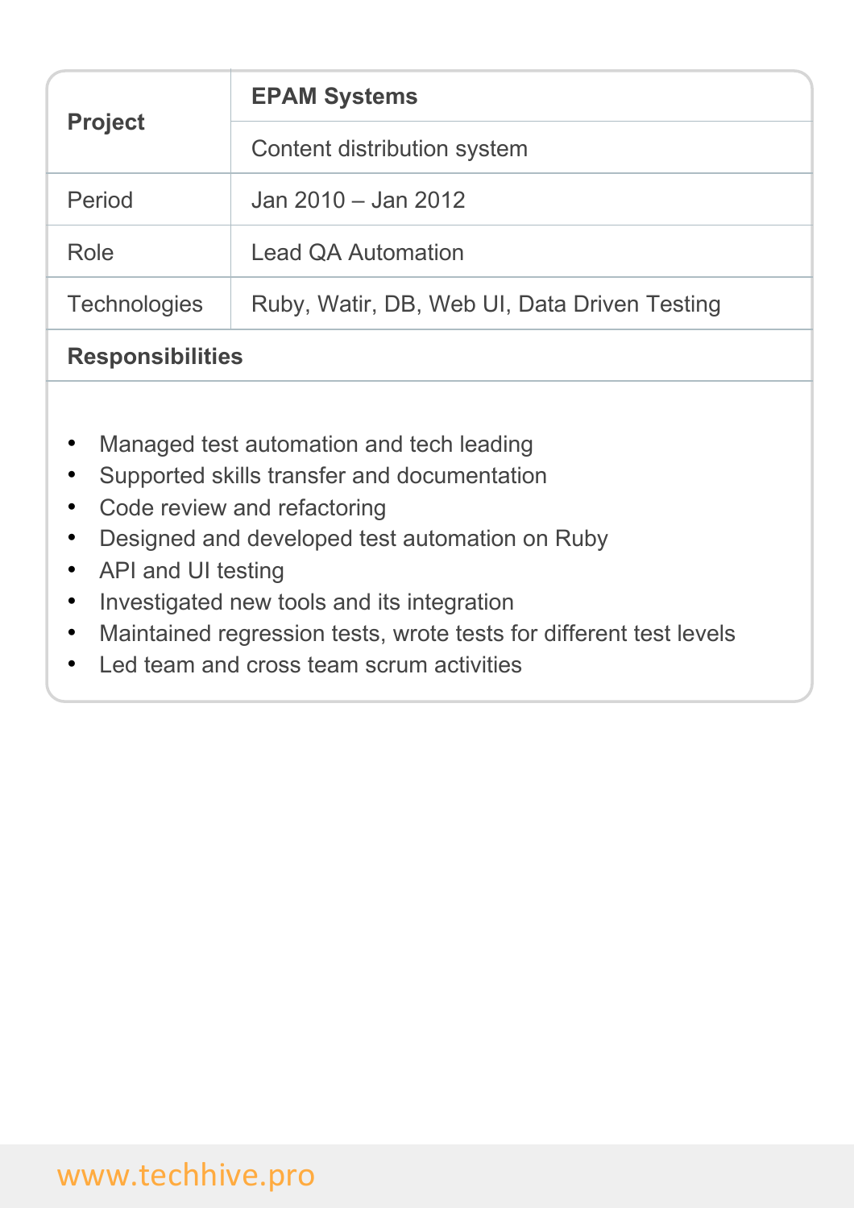| **Project** | **EPAM Systems** |
| --- | --- |
| | Content distribution system |
| Period | Jan 2010 – Jan 2012 |
| Role | Lead QA Automation |
| Technologies | Ruby, Watir, DB, Web UI, Data Driven Testing |

**Responsibilities**

- Managed test automation and tech leading
- Supported skills transfer and documentation
- Code review and refactoring
- Designed and developed test automation on Ruby
- API and UI testing
- Investigated new tools and its integration
- Maintained regression tests, wrote tests for different test levels
- Led team and cross team scrum activities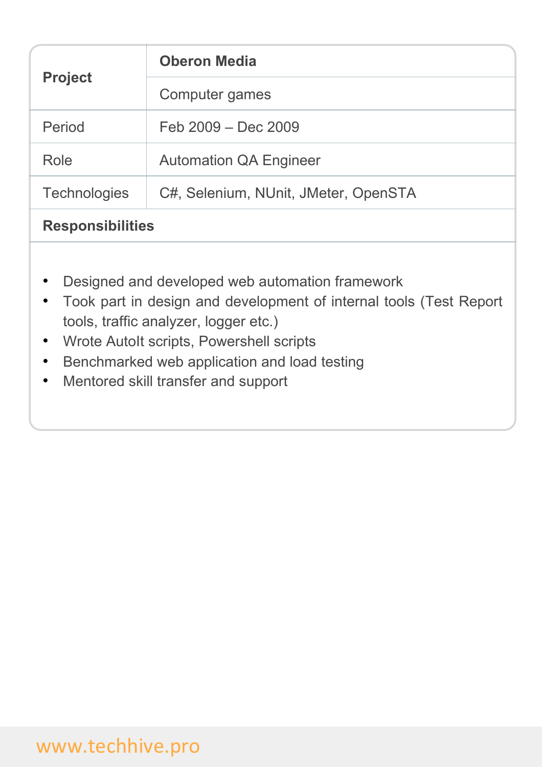| | |
|---|---|
| **Project** | **Oberon Media** |
| | Computer games |
| Period | Feb 2009 – Dec 2009 |
| Role | Automation QA Engineer |
| Technologies | C#, Selenium, NUnit, JMeter, OpenSTA |

**Responsibilities**

- Designed and developed web automation framework
- Took part in design and development of internal tools (Test Report tools, traffic analyzer, logger etc.)
- Wrote AutoIt scripts, Powershell scripts
- Benchmarked web application and load testing
- Mentored skill transfer and support